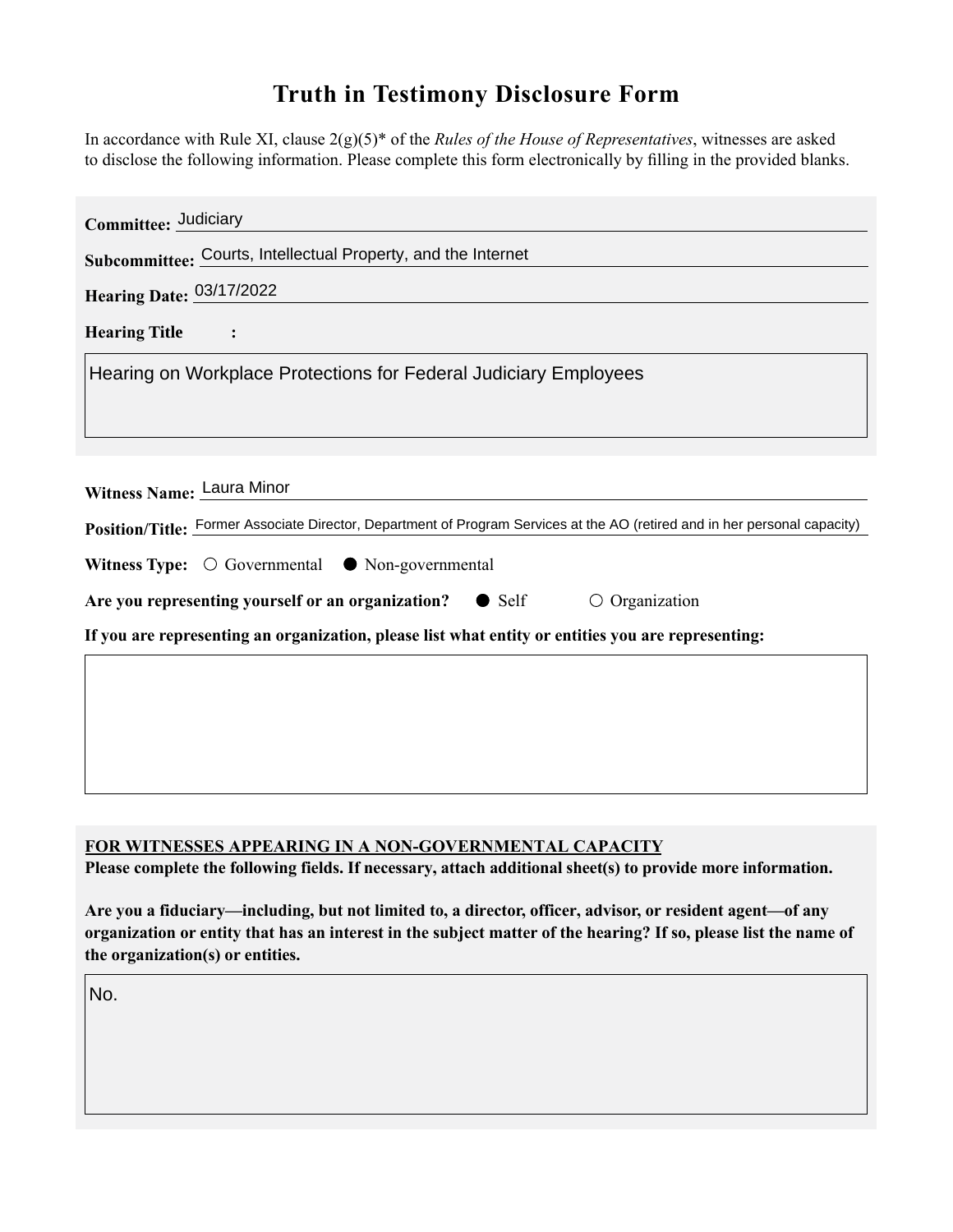# Truth in Testimony Disclosure Form

In accordance with Rule XI, clause 2(g)(5)* of the *Rules of the House of Representatives*, witnesses are asked to disclose the following information. Please complete this form electronically by filling in the provided blanks.

**Committee:** Judiciary

**Subcommittee:** Courts, Intellectual Property, and the Internet

**Hearing Date:** 03/17/2022

**Hearing Title:**

Hearing on Workplace Protections for Federal Judiciary Employees

**Witness Name:** Laura Minor

**Position/Title:** Former Associate Director, Department of Program Services at the AO (retired and in her personal capacity)

**Witness Type:** ○ Governmental ● Non-governmental

**Are you representing yourself or an organization?** ● Self ○ Organization

**If you are representing an organization, please list what entity or entities you are representing:**

**FOR WITNESSES APPEARING IN A NON-GOVERNMENTAL CAPACITY**

**Please complete the following fields. If necessary, attach additional sheet(s) to provide more information.**

**Are you a fiduciary—including, but not limited to, a director, officer, advisor, or resident agent—of any organization or entity that has an interest in the subject matter of the hearing? If so, please list the name of the organization(s) or entities.**

No.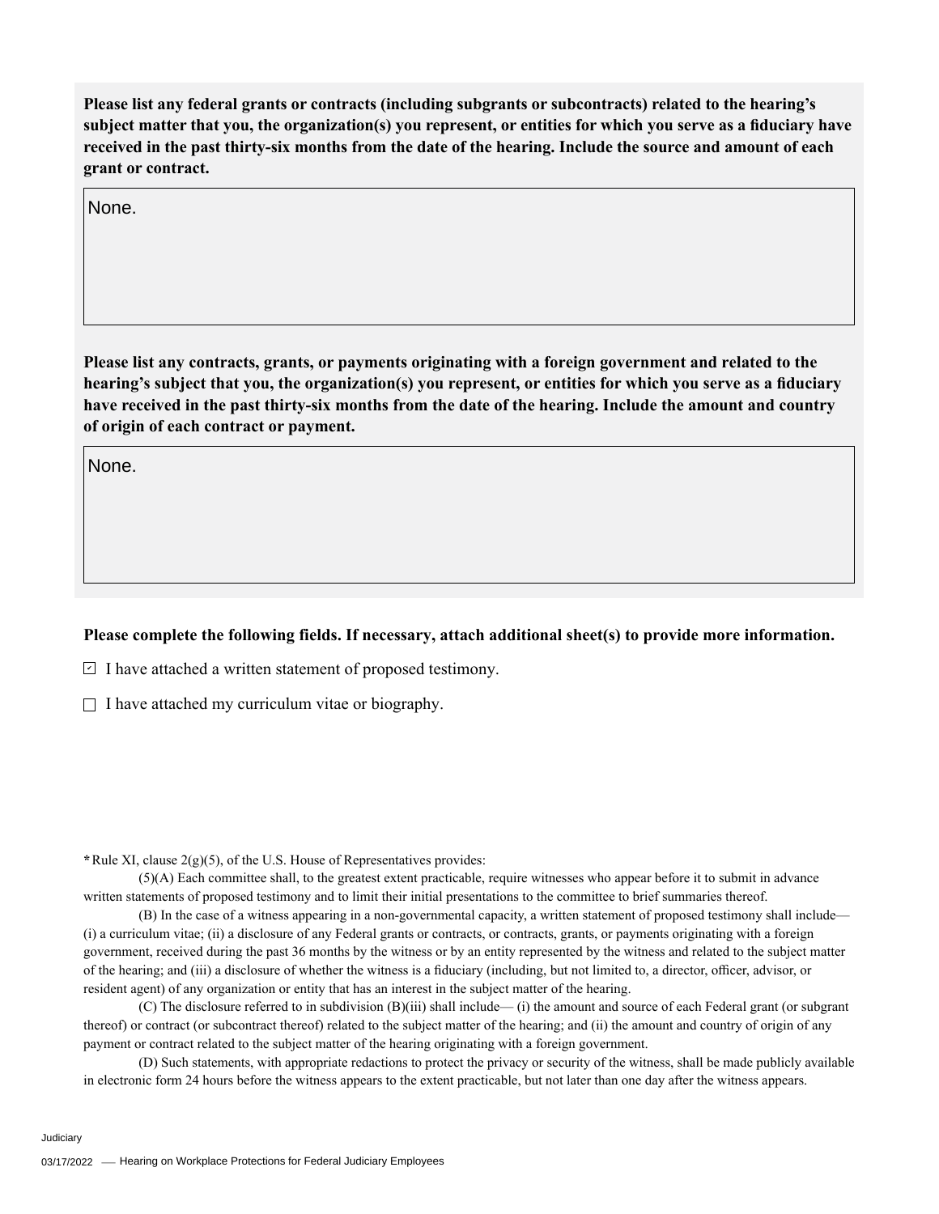**Please list any federal grants or contracts (including subgrants or subcontracts) related to the hearing's subject matter that you, the organization(s) you represent, or entities for which you serve as a fiduciary have received in the past thirty-six months from the date of the hearing. Include the source and amount of each grant or contract.**

None.

**Please list any contracts, grants, or payments originating with a foreign government and related to the hearing's subject that you, the organization(s) you represent, or entities for which you serve as a fiduciary have received in the past thirty-six months from the date of the hearing. Include the amount and country of origin of each contract or payment.**

None.

**Please complete the following fields. If necessary, attach additional sheet(s) to provide more information.**

- [x] I have attached a written statement of proposed testimony.
- [ ] I have attached my curriculum vitae or biography.

**\***Rule XI, clause 2(g)(5), of the U.S. House of Representatives provides:

(5)(A) Each committee shall, to the greatest extent practicable, require witnesses who appear before it to submit in advance written statements of proposed testimony and to limit their initial presentations to the committee to brief summaries thereof.

(B) In the case of a witness appearing in a non-governmental capacity, a written statement of proposed testimony shall include— (i) a curriculum vitae; (ii) a disclosure of any Federal grants or contracts, or contracts, grants, or payments originating with a foreign government, received during the past 36 months by the witness or by an entity represented by the witness and related to the subject matter of the hearing; and (iii) a disclosure of whether the witness is a fiduciary (including, but not limited to, a director, officer, advisor, or resident agent) of any organization or entity that has an interest in the subject matter of the hearing.

(C) The disclosure referred to in subdivision (B)(iii) shall include— (i) the amount and source of each Federal grant (or subgrant thereof) or contract (or subcontract thereof) related to the subject matter of the hearing; and (ii) the amount and country of origin of any payment or contract related to the subject matter of the hearing originating with a foreign government.

(D) Such statements, with appropriate redactions to protect the privacy or security of the witness, shall be made publicly available in electronic form 24 hours before the witness appears to the extent practicable, but not later than one day after the witness appears.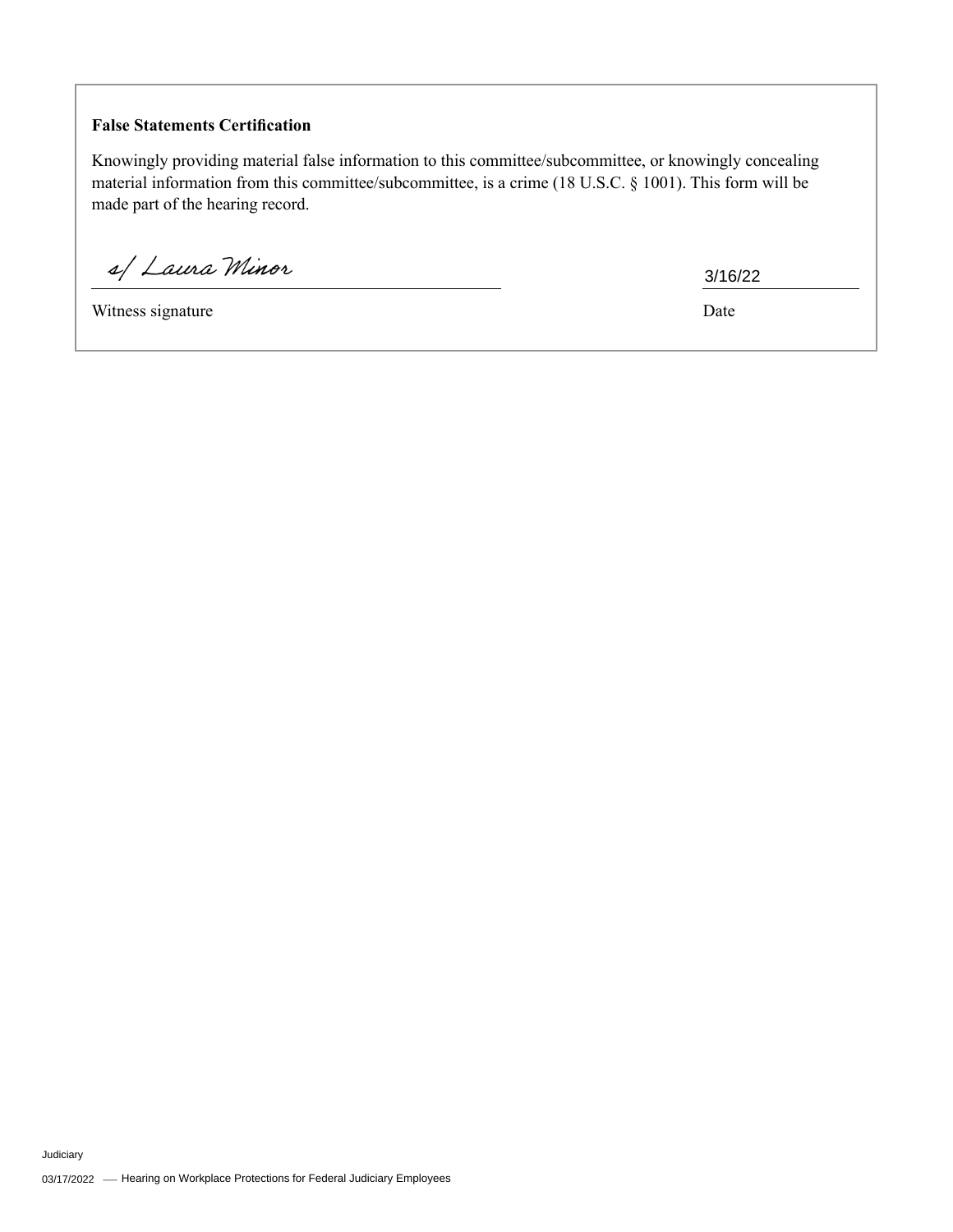**False Statements Certification**

Knowingly providing material false information to this committee/subcommittee, or knowingly concealing material information from this committee/subcommittee, is a crime (18 U.S.C. § 1001). This form will be made part of the hearing record.

s/ Laura Minor

Witness signature

3/16/22

Date